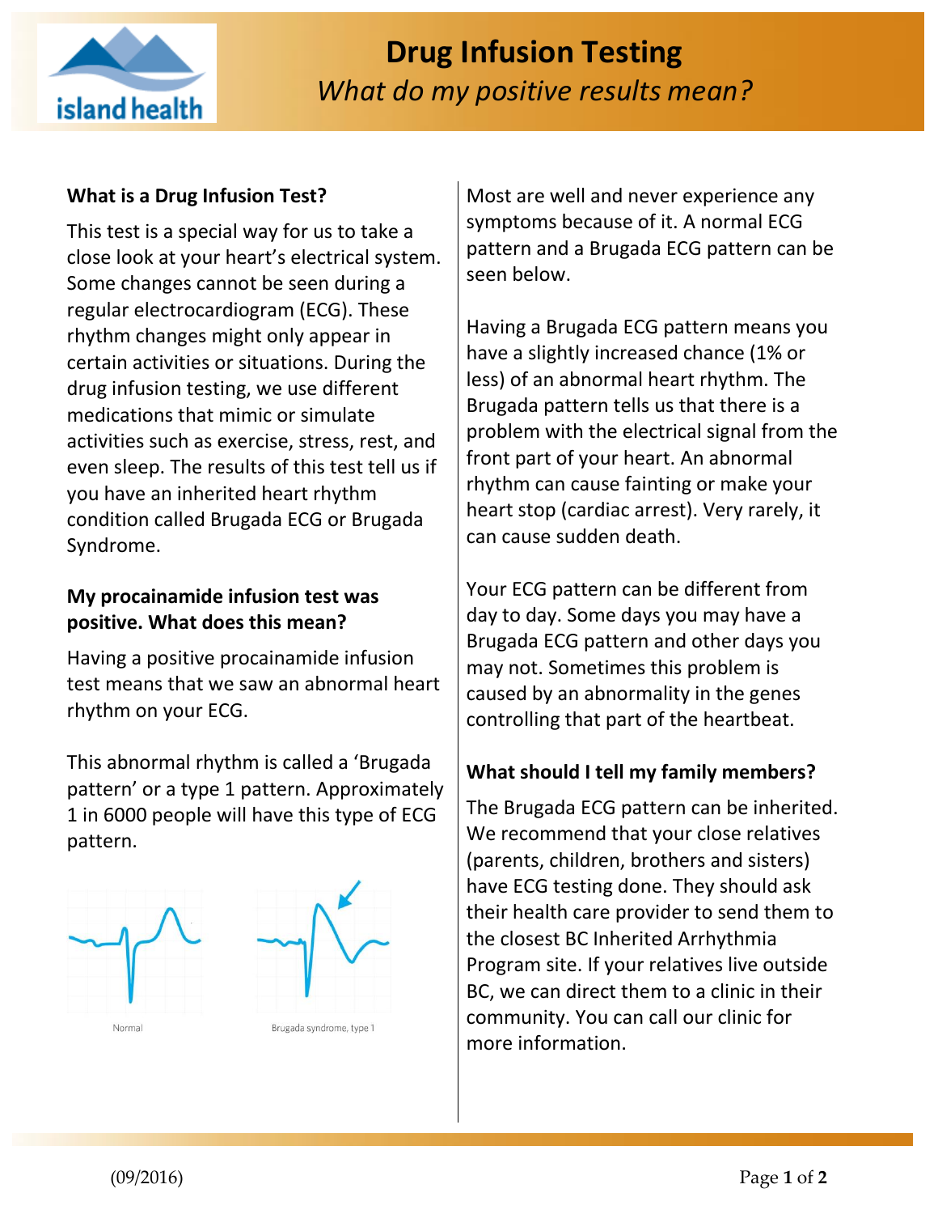# Drug Infusion Testing

*What do my positive results mean?*

**What is a Drug Infusion Test?**

This test is a special way for us to take a close look at your heart's electrical system. Some changes cannot be seen during a regular electrocardiogram (ECG). These rhythm changes might only appear in certain activities or situations. During the drug infusion testing, we use different medications that mimic or simulate activities such as exercise, stress, rest, and even sleep. The results of this test tell us if you have an inherited heart rhythm condition called Brugada ECG or Brugada Syndrome.

**My procainamide infusion test was positive. What does this mean?**

Having a positive procainamide infusion test means that we saw an abnormal heart rhythm on your ECG.

This abnormal rhythm is called a 'Brugada pattern' or a type 1 pattern. Approximately 1 in 6000 people will have this type of ECG pattern.

Normal

Brugada syndrome, type 1

Most are well and never experience any symptoms because of it. A normal ECG pattern and a Brugada ECG pattern can be seen below.

Having a Brugada ECG pattern means you have a slightly increased chance (1% or less) of an abnormal heart rhythm. The Brugada pattern tells us that there is a problem with the electrical signal from the front part of your heart. An abnormal rhythm can cause fainting or make your heart stop (cardiac arrest). Very rarely, it can cause sudden death.

Your ECG pattern can be different from day to day. Some days you may have a Brugada ECG pattern and other days you may not. Sometimes this problem is caused by an abnormality in the genes controlling that part of the heartbeat.

**What should I tell my family members?**

The Brugada ECG pattern can be inherited. We recommend that your close relatives (parents, children, brothers and sisters) have ECG testing done. They should ask their health care provider to send them to the closest BC Inherited Arrhythmia Program site. If your relatives live outside BC, we can direct them to a clinic in their community. You can call our clinic for more information.

(09/2016)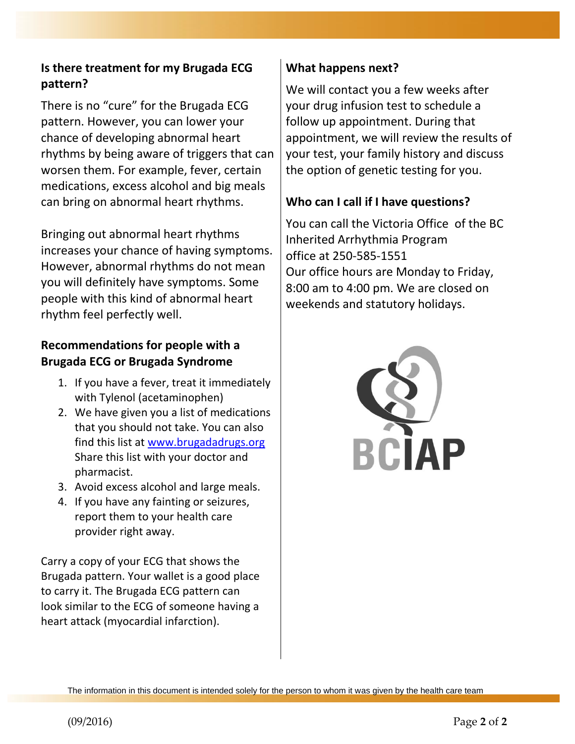## Is there treatment for my Brugada ECG pattern?

There is no "cure" for the Brugada ECG pattern. However, you can lower your chance of developing abnormal heart rhythms by being aware of triggers that can worsen them. For example, fever, certain medications, excess alcohol and big meals can bring on abnormal heart rhythms.

Bringing out abnormal heart rhythms increases your chance of having symptoms. However, abnormal rhythms do not mean you will definitely have symptoms. Some people with this kind of abnormal heart rhythm feel perfectly well.

## Recommendations for people with a Brugada ECG or Brugada Syndrome

1. If you have a fever, treat it immediately with Tylenol (acetaminophen)
2. We have given you a list of medications that you should not take. You can also find this list at [www.brugadadrugs.org](http://www.brugadadrugs.org) Share this list with your doctor and pharmacist.
3. Avoid excess alcohol and large meals.
4. If you have any fainting or seizures, report them to your health care provider right away.

Carry a copy of your ECG that shows the Brugada pattern. Your wallet is a good place to carry it. The Brugada ECG pattern can look similar to the ECG of someone having a heart attack (myocardial infarction).

## What happens next?

We will contact you a few weeks after your drug infusion test to schedule a follow up appointment. During that appointment, we will review the results of your test, your family history and discuss the option of genetic testing for you.

## Who can I call if I have questions?

You can call the Victoria Office of the BC Inherited Arrhythmia Program office at 250-585-1551
Our office hours are Monday to Friday, 8:00 am to 4:00 pm. We are closed on weekends and statutory holidays.

BCIAP

The information in this document is intended solely for the person to whom it was given by the health care team

(09/2016)